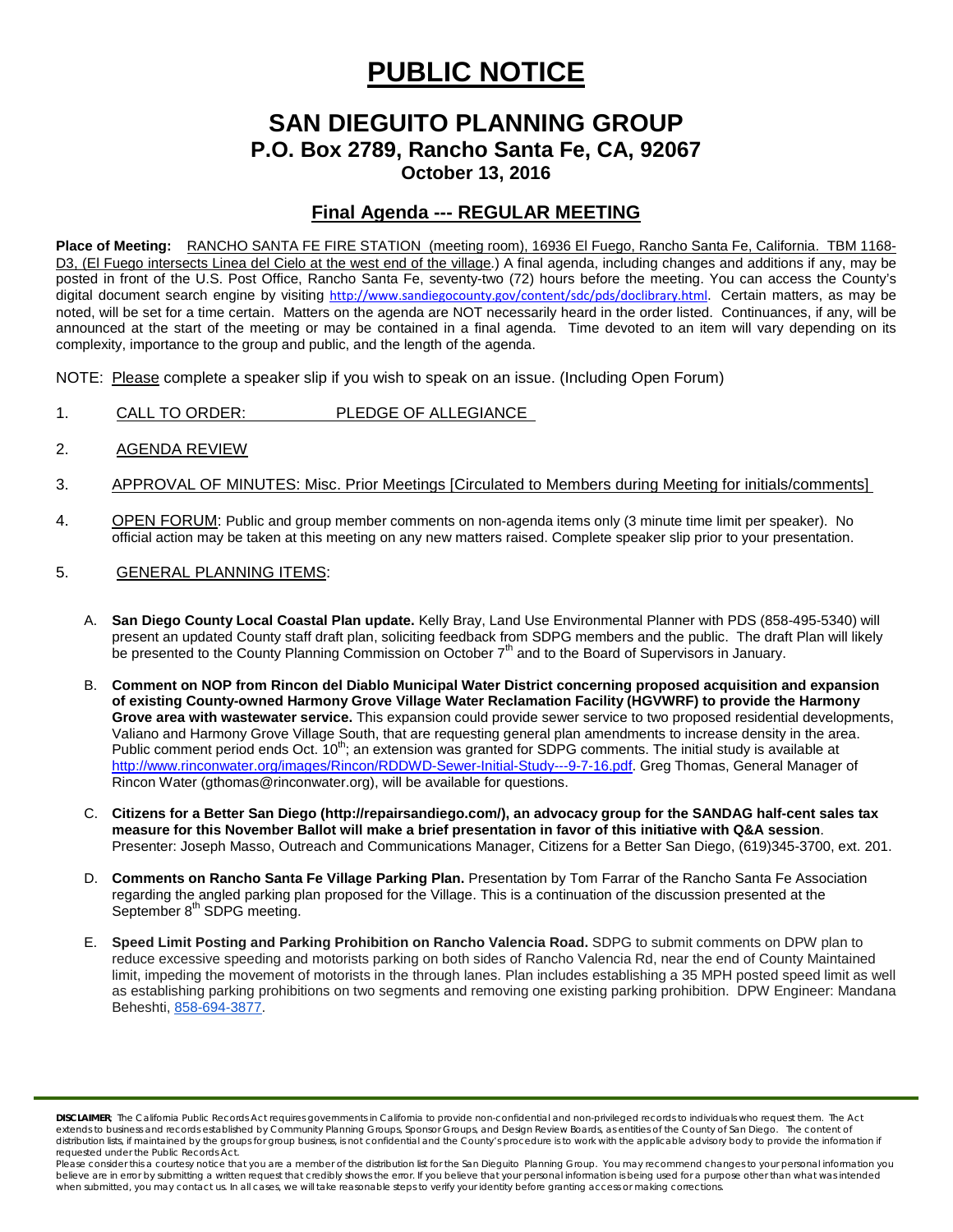# PUBLIC NOTICE

## SAN DIEGUITO PLANNING GROUP

### P.O. Box 2789, Rancho Santa Fe, CA, 92067

**October 13, 2016**

## Final Agenda --- REGULAR MEETING

**Place of Meeting:** RANCHO SANTA FE FIRE STATION (meeting room), 16936 El Fuego, Rancho Santa Fe, California. TBM 1168-D3, (El Fuego intersects Linea del Cielo at the west end of the village.) A final agenda, including changes and additions if any, may be posted in front of the U.S. Post Office, Rancho Santa Fe, seventy-two (72) hours before the meeting. You can access the County's digital document search engine by visiting http://www.sandiegocounty.gov/content/sdc/pds/doclibrary.html. Certain matters, as may be noted, will be set for a time certain. Matters on the agenda are NOT necessarily heard in the order listed. Continuances, if any, will be announced at the start of the meeting or may be contained in a final agenda. Time devoted to an item will vary depending on its complexity, importance to the group and public, and the length of the agenda.

NOTE: Please complete a speaker slip if you wish to speak on an issue. (Including Open Forum)

1. CALL TO ORDER: PLEDGE OF ALLEGIANCE

2. AGENDA REVIEW

3. APPROVAL OF MINUTES: Misc. Prior Meetings [Circulated to Members during Meeting for initials/comments]

4. OPEN FORUM: Public and group member comments on non-agenda items only (3 minute time limit per speaker). No official action may be taken at this meeting on any new matters raised. Complete speaker slip prior to your presentation.

5. GENERAL PLANNING ITEMS:

   A. **San Diego County Local Coastal Plan update.** Kelly Bray, Land Use Environmental Planner with PDS (858-495-5340) will present an updated County staff draft plan, soliciting feedback from SDPG members and the public. The draft Plan will likely be presented to the County Planning Commission on October 7th and to the Board of Supervisors in January.

   B. **Comment on NOP from Rincon del Diablo Municipal Water District concerning proposed acquisition and expansion of existing County-owned Harmony Grove Village Water Reclamation Facility (HGVWRF) to provide the Harmony Grove area with wastewater service.** This expansion could provide sewer service to two proposed residential developments, Valiano and Harmony Grove Village South, that are requesting general plan amendments to increase density in the area. Public comment period ends Oct. 10th; an extension was granted for SDPG comments. The initial study is available at http://www.rinconwater.org/images/Rincon/RDDWD-Sewer-Initial-Study---9-7-16.pdf. Greg Thomas, General Manager of Rincon Water (gthomas@rinconwater.org), will be available for questions.

   C. **Citizens for a Better San Diego (http://repairsandiego.com/), an advocacy group for the SANDAG half-cent sales tax measure for this November Ballot will make a brief presentation in favor of this initiative with Q&A session**. Presenter: Joseph Masso, Outreach and Communications Manager, Citizens for a Better San Diego, (619)345-3700, ext. 201.

   D. **Comments on Rancho Santa Fe Village Parking Plan.** Presentation by Tom Farrar of the Rancho Santa Fe Association regarding the angled parking plan proposed for the Village. This is a continuation of the discussion presented at the September 8th SDPG meeting.

   E. **Speed Limit Posting and Parking Prohibition on Rancho Valencia Road.** SDPG to submit comments on DPW plan to reduce excessive speeding and motorists parking on both sides of Rancho Valencia Rd, near the end of County Maintained limit, impeding the movement of motorists in the through lanes. Plan includes establishing a 35 MPH posted speed limit as well as establishing parking prohibitions on two segments and removing one existing parking prohibition. DPW Engineer: Mandana Beheshti, 858-694-3877.

---

**DISCLAIMER**; The California Public Records Act requires governments in California to provide non-confidential and non-privileged records to individuals who request them. The Act extends to business and records established by Community Planning Groups, Sponsor Groups, and Design Review Boards, as entities of the County of San Diego. The content of distribution lists, if maintained by the groups for group business, is not confidential and the County's procedure is to work with the applicable advisory body to provide the information if requested under the Public Records Act.

Please consider this a courtesy notice that you are a member of the distribution list for the San Dieguito Planning Group. You may recommend changes to your personal information you believe are in error by submitting a written request that credibly shows the error. If you believe that your personal information is being used for a purpose other than what was intended when submitted, you may contact us. In all cases, we will take reasonable steps to verify your identity before granting access or making corrections.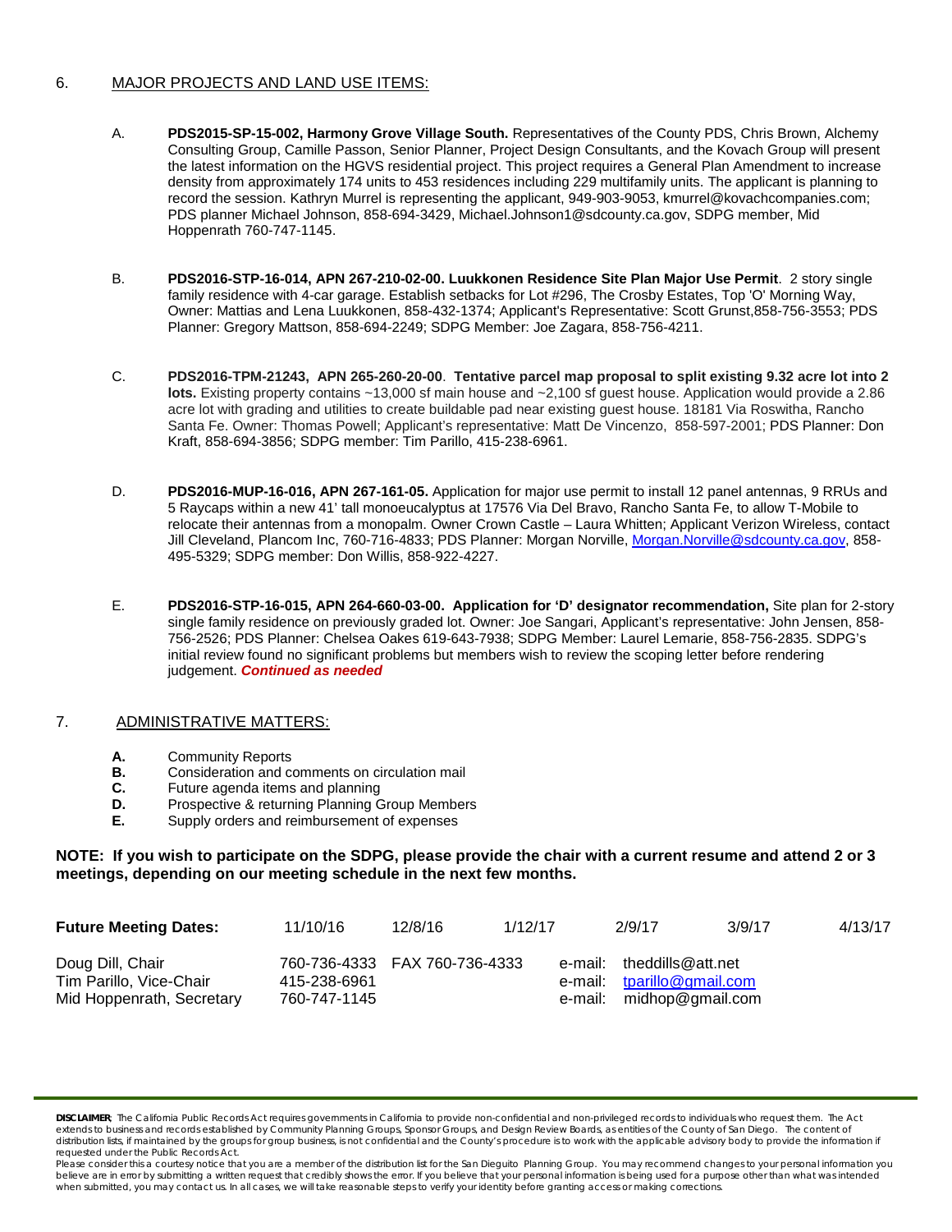## 6. MAJOR PROJECTS AND LAND USE ITEMS:

A. **PDS2015-SP-15-002, Harmony Grove Village South.** Representatives of the County PDS, Chris Brown, Alchemy Consulting Group, Camille Passon, Senior Planner, Project Design Consultants, and the Kovach Group will present the latest information on the HGVS residential project. This project requires a General Plan Amendment to increase density from approximately 174 units to 453 residences including 229 multifamily units. The applicant is planning to record the session. Kathryn Murrel is representing the applicant, 949-903-9053, kmurrel@kovachcompanies.com; PDS planner Michael Johnson, 858-694-3429, Michael.Johnson1@sdcounty.ca.gov, SDPG member, Mid Hoppenrath 760-747-1145.

B. **PDS2016-STP-16-014, APN 267-210-02-00. Luukkonen Residence Site Plan Major Use Permit**. 2 story single family residence with 4-car garage. Establish setbacks for Lot #296, The Crosby Estates, Top 'O' Morning Way, Owner: Mattias and Lena Luukkonen, 858-432-1374; Applicant's Representative: Scott Grunst,858-756-3553; PDS Planner: Gregory Mattson, 858-694-2249; SDPG Member: Joe Zagara, 858-756-4211.

C. **PDS2016-TPM-21243, APN 265-260-20-00**. **Tentative parcel map proposal to split existing 9.32 acre lot into 2 lots.** Existing property contains ~13,000 sf main house and ~2,100 sf guest house. Application would provide a 2.86 acre lot with grading and utilities to create buildable pad near existing guest house. 18181 Via Roswitha, Rancho Santa Fe. Owner: Thomas Powell; Applicant's representative: Matt De Vincenzo, 858-597-2001; PDS Planner: Don Kraft, 858-694-3856; SDPG member: Tim Parillo, 415-238-6961.

D. **PDS2016-MUP-16-016, APN 267-161-05.** Application for major use permit to install 12 panel antennas, 9 RRUs and 5 Raycaps within a new 41' tall monoeucalyptus at 17576 Via Del Bravo, Rancho Santa Fe, to allow T-Mobile to relocate their antennas from a monopalm. Owner Crown Castle – Laura Whitten; Applicant Verizon Wireless, contact Jill Cleveland, Plancom Inc, 760-716-4833; PDS Planner: Morgan Norville, Morgan.Norville@sdcounty.ca.gov, 858-495-5329; SDPG member: Don Willis, 858-922-4227.

E. **PDS2016-STP-16-015, APN 264-660-03-00. Application for 'D' designator recommendation,** Site plan for 2-story single family residence on previously graded lot. Owner: Joe Sangari, Applicant's representative: John Jensen, 858-756-2526; PDS Planner: Chelsea Oakes 619-643-7938; SDPG Member: Laurel Lemarie, 858-756-2835. SDPG's initial review found no significant problems but members wish to review the scoping letter before rendering judgement. ***Continued as needed***

## 7. ADMINISTRATIVE MATTERS:

**A.** Community Reports
**B.** Consideration and comments on circulation mail
**C.** Future agenda items and planning
**D.** Prospective & returning Planning Group Members
**E.** Supply orders and reimbursement of expenses

**NOTE: If you wish to participate on the SDPG, please provide the chair with a current resume and attend 2 or 3 meetings, depending on our meeting schedule in the next few months.**

| | | | | | | |
|---|---|---|---|---|---|---|
| **Future Meeting Dates:** | 11/10/16 | 12/8/16 | 1/12/17 | 2/9/17 | 3/9/17 | 4/13/17 |

| | | | |
|---|---|---|---|
| Doug Dill, Chair | 760-736-4333 | FAX 760-736-4333 | e-mail: theddills@att.net |
| Tim Parillo, Vice-Chair | 415-238-6961 | | e-mail: tparillo@gmail.com |
| Mid Hoppenrath, Secretary | 760-747-1145 | | e-mail: midhop@gmail.com |

**DISCLAIMER**; The California Public Records Act requires governments in California to provide non-confidential and non-privileged records to individuals who request them. The Act extends to business and records established by Community Planning Groups, Sponsor Groups, and Design Review Boards, as entities of the County of San Diego. The content of distribution lists, if maintained by the groups for group business, is not confidential and the County's procedure is to work with the applicable advisory body to provide the information if requested under the Public Records Act.
Please consider this a courtesy notice that you are a member of the distribution list for the San Dieguito Planning Group. You may recommend changes to your personal information you believe are in error by submitting a written request that credibly shows the error. If you believe that your personal information is being used for a purpose other than what was intended when submitted, you may contact us. In all cases, we will take reasonable steps to verify your identity before granting access or making corrections.